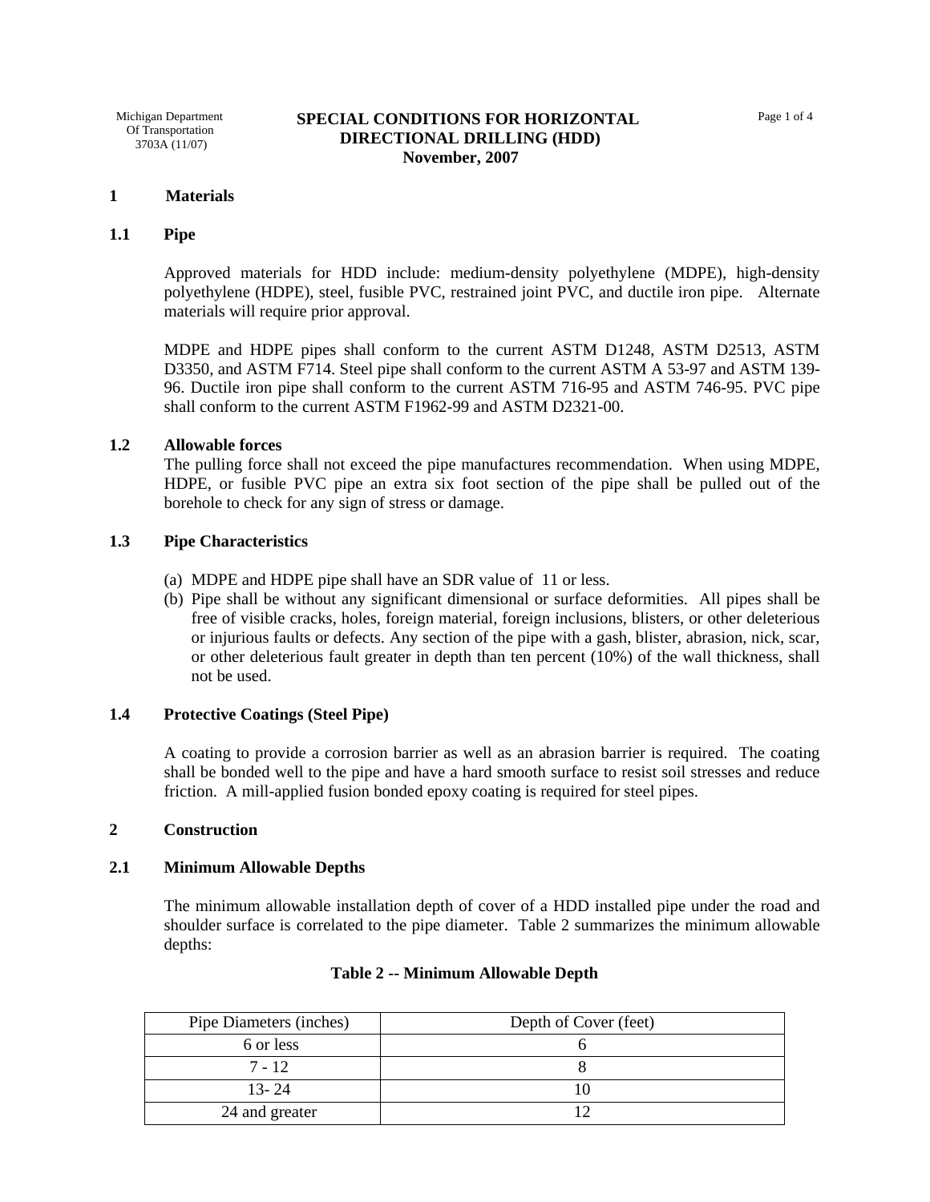Michigan Department Of Transportation 3703A (11/07)

# SPECIAL CONDITIONS FOR HORIZONTAL DIRECTIONAL DRILLING (HDD)

**November, 2007**

## 1 Materials

### 1.1 Pipe

Approved materials for HDD include: medium-density polyethylene (MDPE), high-density polyethylene (HDPE), steel, fusible PVC, restrained joint PVC, and ductile iron pipe. Alternate materials will require prior approval.

MDPE and HDPE pipes shall conform to the current ASTM D1248, ASTM D2513, ASTM D3350, and ASTM F714. Steel pipe shall conform to the current ASTM A 53-97 and ASTM 139-96. Ductile iron pipe shall conform to the current ASTM 716-95 and ASTM 746-95. PVC pipe shall conform to the current ASTM F1962-99 and ASTM D2321-00.

### 1.2 Allowable forces

The pulling force shall not exceed the pipe manufactures recommendation. When using MDPE, HDPE, or fusible PVC pipe an extra six foot section of the pipe shall be pulled out of the borehole to check for any sign of stress or damage.

### 1.3 Pipe Characteristics

(a) MDPE and HDPE pipe shall have an SDR value of 11 or less.

(b) Pipe shall be without any significant dimensional or surface deformities. All pipes shall be free of visible cracks, holes, foreign material, foreign inclusions, blisters, or other deleterious or injurious faults or defects. Any section of the pipe with a gash, blister, abrasion, nick, scar, or other deleterious fault greater in depth than ten percent (10%) of the wall thickness, shall not be used.

### 1.4 Protective Coatings (Steel Pipe)

A coating to provide a corrosion barrier as well as an abrasion barrier is required. The coating shall be bonded well to the pipe and have a hard smooth surface to resist soil stresses and reduce friction. A mill-applied fusion bonded epoxy coating is required for steel pipes.

## 2 Construction

### 2.1 Minimum Allowable Depths

The minimum allowable installation depth of cover of a HDD installed pipe under the road and shoulder surface is correlated to the pipe diameter. Table 2 summarizes the minimum allowable depths:

**Table 2 -- Minimum Allowable Depth**

| Pipe Diameters (inches) | Depth of Cover (feet) |
|---|---|
| 6 or less | 6 |
| 7 - 12 | 8 |
| 13- 24 | 10 |
| 24 and greater | 12 |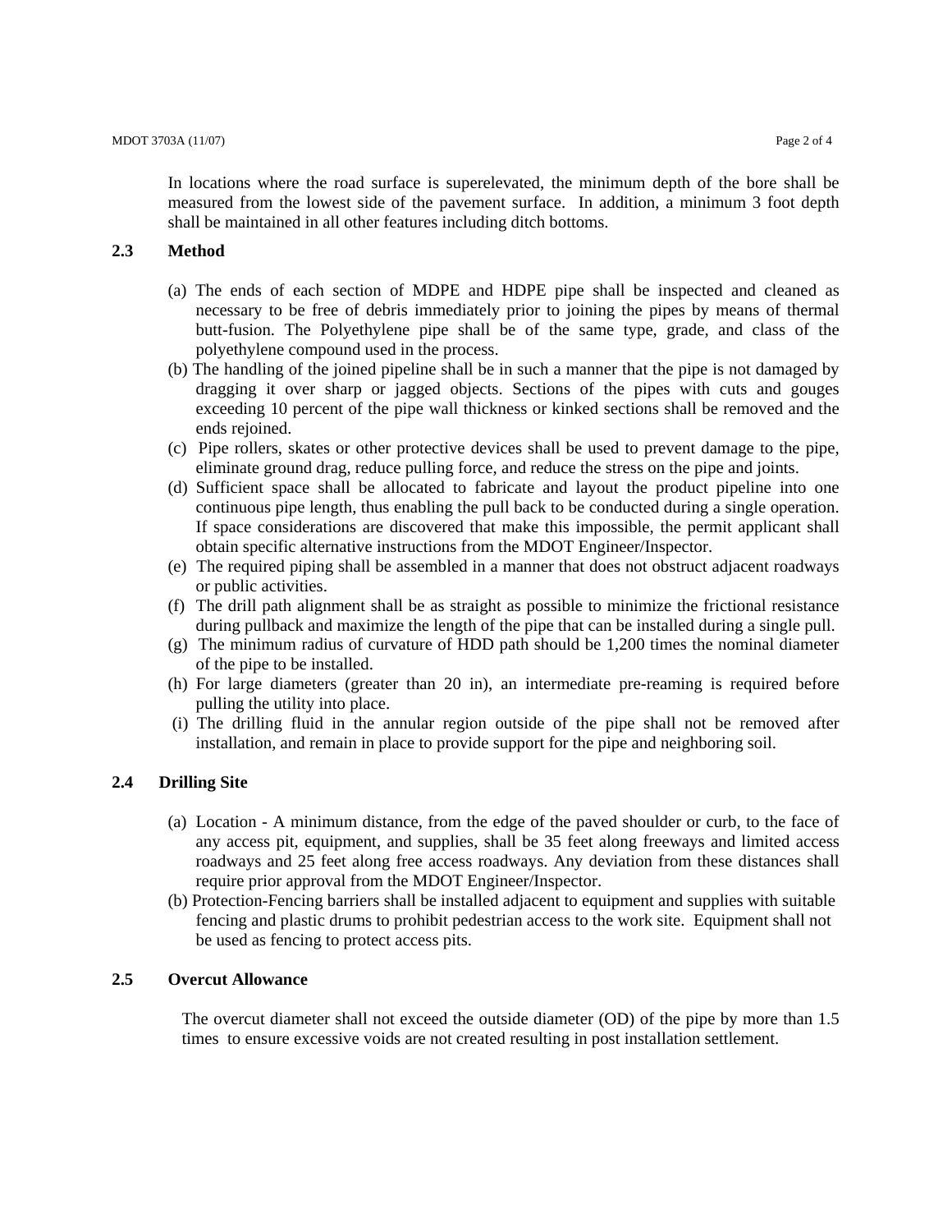In locations where the road surface is superelevated, the minimum depth of the bore shall be measured from the lowest side of the pavement surface. In addition, a minimum 3 foot depth shall be maintained in all other features including ditch bottoms.

### 2.3 Method

(a) The ends of each section of MDPE and HDPE pipe shall be inspected and cleaned as necessary to be free of debris immediately prior to joining the pipes by means of thermal butt-fusion. The Polyethylene pipe shall be of the same type, grade, and class of the polyethylene compound used in the process.

(b) The handling of the joined pipeline shall be in such a manner that the pipe is not damaged by dragging it over sharp or jagged objects. Sections of the pipes with cuts and gouges exceeding 10 percent of the pipe wall thickness or kinked sections shall be removed and the ends rejoined.

(c) Pipe rollers, skates or other protective devices shall be used to prevent damage to the pipe, eliminate ground drag, reduce pulling force, and reduce the stress on the pipe and joints.

(d) Sufficient space shall be allocated to fabricate and layout the product pipeline into one continuous pipe length, thus enabling the pull back to be conducted during a single operation. If space considerations are discovered that make this impossible, the permit applicant shall obtain specific alternative instructions from the MDOT Engineer/Inspector.

(e) The required piping shall be assembled in a manner that does not obstruct adjacent roadways or public activities.

(f) The drill path alignment shall be as straight as possible to minimize the frictional resistance during pullback and maximize the length of the pipe that can be installed during a single pull.

(g) The minimum radius of curvature of HDD path should be 1,200 times the nominal diameter of the pipe to be installed.

(h) For large diameters (greater than 20 in), an intermediate pre-reaming is required before pulling the utility into place.

(i) The drilling fluid in the annular region outside of the pipe shall not be removed after installation, and remain in place to provide support for the pipe and neighboring soil.

### 2.4 Drilling Site

(a) Location - A minimum distance, from the edge of the paved shoulder or curb, to the face of any access pit, equipment, and supplies, shall be 35 feet along freeways and limited access roadways and 25 feet along free access roadways. Any deviation from these distances shall require prior approval from the MDOT Engineer/Inspector.

(b) Protection-Fencing barriers shall be installed adjacent to equipment and supplies with suitable fencing and plastic drums to prohibit pedestrian access to the work site. Equipment shall not be used as fencing to protect access pits.

### 2.5 Overcut Allowance

The overcut diameter shall not exceed the outside diameter (OD) of the pipe by more than 1.5 times to ensure excessive voids are not created resulting in post installation settlement.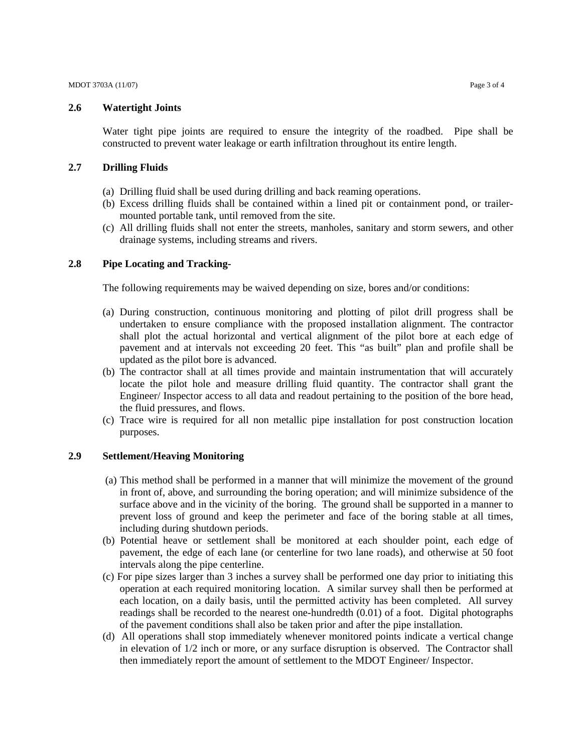## 2.6 Watertight Joints

Water tight pipe joints are required to ensure the integrity of the roadbed. Pipe shall be constructed to prevent water leakage or earth infiltration throughout its entire length.

## 2.7 Drilling Fluids

(a) Drilling fluid shall be used during drilling and back reaming operations.
(b) Excess drilling fluids shall be contained within a lined pit or containment pond, or trailer-mounted portable tank, until removed from the site.
(c) All drilling fluids shall not enter the streets, manholes, sanitary and storm sewers, and other drainage systems, including streams and rivers.

## 2.8 Pipe Locating and Tracking-

The following requirements may be waived depending on size, bores and/or conditions:

(a) During construction, continuous monitoring and plotting of pilot drill progress shall be undertaken to ensure compliance with the proposed installation alignment. The contractor shall plot the actual horizontal and vertical alignment of the pilot bore at each edge of pavement and at intervals not exceeding 20 feet. This "as built" plan and profile shall be updated as the pilot bore is advanced.
(b) The contractor shall at all times provide and maintain instrumentation that will accurately locate the pilot hole and measure drilling fluid quantity. The contractor shall grant the Engineer/ Inspector access to all data and readout pertaining to the position of the bore head, the fluid pressures, and flows.
(c) Trace wire is required for all non metallic pipe installation for post construction location purposes.

## 2.9 Settlement/Heaving Monitoring

(a) This method shall be performed in a manner that will minimize the movement of the ground in front of, above, and surrounding the boring operation; and will minimize subsidence of the surface above and in the vicinity of the boring. The ground shall be supported in a manner to prevent loss of ground and keep the perimeter and face of the boring stable at all times, including during shutdown periods.
(b) Potential heave or settlement shall be monitored at each shoulder point, each edge of pavement, the edge of each lane (or centerline for two lane roads), and otherwise at 50 foot intervals along the pipe centerline.
(c) For pipe sizes larger than 3 inches a survey shall be performed one day prior to initiating this operation at each required monitoring location. A similar survey shall then be performed at each location, on a daily basis, until the permitted activity has been completed. All survey readings shall be recorded to the nearest one-hundredth (0.01) of a foot. Digital photographs of the pavement conditions shall also be taken prior and after the pipe installation.
(d) All operations shall stop immediately whenever monitored points indicate a vertical change in elevation of 1/2 inch or more, or any surface disruption is observed. The Contractor shall then immediately report the amount of settlement to the MDOT Engineer/ Inspector.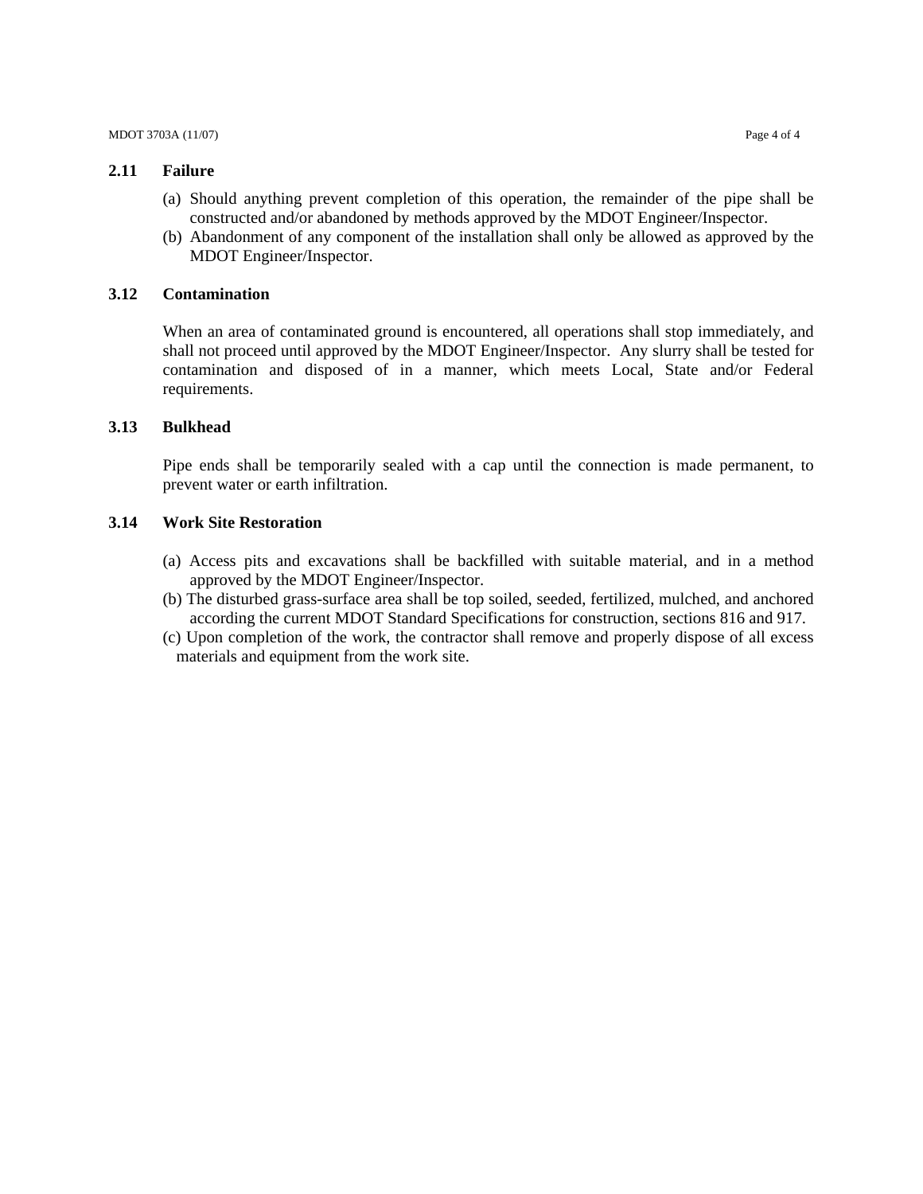### 2.11 Failure

(a) Should anything prevent completion of this operation, the remainder of the pipe shall be constructed and/or abandoned by methods approved by the MDOT Engineer/Inspector.

(b) Abandonment of any component of the installation shall only be allowed as approved by the MDOT Engineer/Inspector.

### 3.12 Contamination

When an area of contaminated ground is encountered, all operations shall stop immediately, and shall not proceed until approved by the MDOT Engineer/Inspector. Any slurry shall be tested for contamination and disposed of in a manner, which meets Local, State and/or Federal requirements.

### 3.13 Bulkhead

Pipe ends shall be temporarily sealed with a cap until the connection is made permanent, to prevent water or earth infiltration.

### 3.14 Work Site Restoration

(a) Access pits and excavations shall be backfilled with suitable material, and in a method approved by the MDOT Engineer/Inspector.

(b) The disturbed grass-surface area shall be top soiled, seeded, fertilized, mulched, and anchored according the current MDOT Standard Specifications for construction, sections 816 and 917.

(c) Upon completion of the work, the contractor shall remove and properly dispose of all excess materials and equipment from the work site.